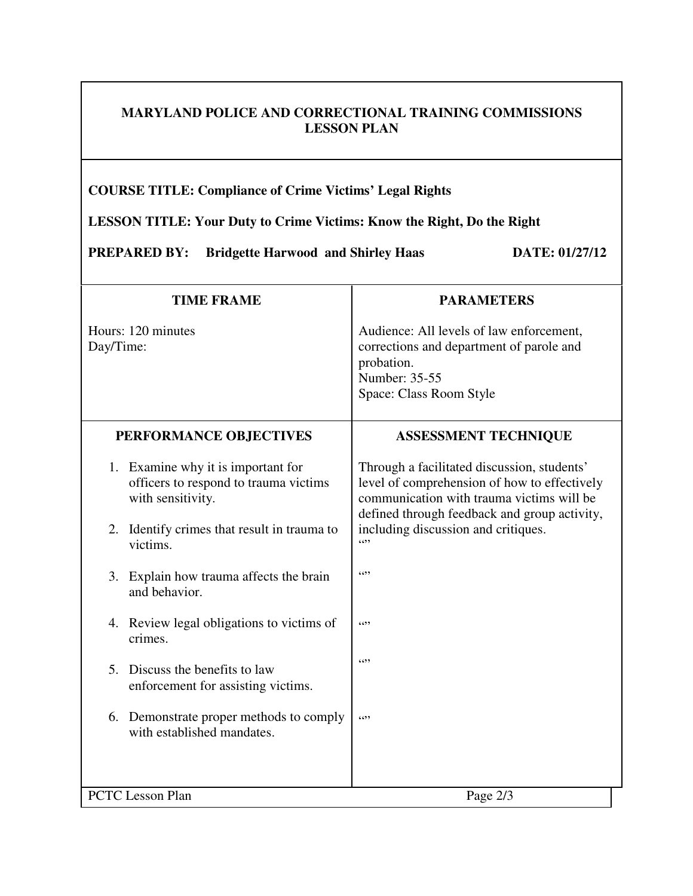# MARYLAND POLICE AND CORRECTIONAL TRAINING COMMISSIONS LESSON PLAN

**COURSE TITLE: Compliance of Crime Victims' Legal Rights**

**LESSON TITLE: Your Duty to Crime Victims: Know the Right, Do the Right**

**PREPARED BY: Bridgette Harwood and Shirley Haas** **DATE: 01/27/12**

| TIME FRAME | PARAMETERS |
|---|---|
| Hours: 120 minutes<br>Day/Time: | Audience: All levels of law enforcement, corrections and department of parole and probation.<br>Number: 35-55<br>Space: Class Room Style |

| PERFORMANCE OBJECTIVES | ASSESSMENT TECHNIQUE |
|---|---|
| 1. Examine why it is important for officers to respond to trauma victims with sensitivity. | Through a facilitated discussion, students' level of comprehension of how to effectively communication with trauma victims will be defined through feedback and group activity, including discussion and critiques. |
| 2. Identify crimes that result in trauma to victims. | "" |
| 3. Explain how trauma affects the brain and behavior. | "" |
| 4. Review legal obligations to victims of crimes. | "" |
| 5. Discuss the benefits to law enforcement for assisting victims. | "" |
| 6. Demonstrate proper methods to comply with established mandates. | "" |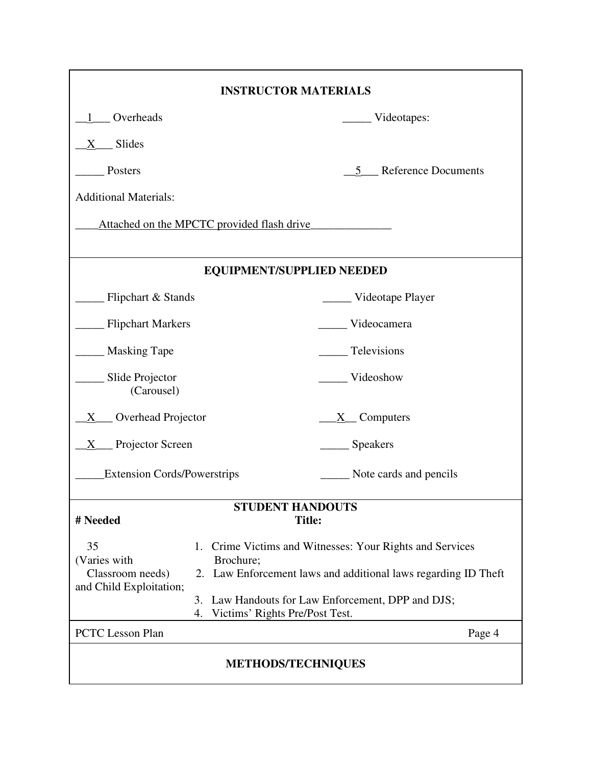## INSTRUCTOR MATERIALS

__1___ Overheads

_____ Videotapes:

__X___ Slides

_____ Posters

__5___ Reference Documents

Additional Materials:

____Attached on the MPCTC provided flash drive______________

## EQUIPMENT/SUPPLIED NEEDED

| | |
|---|---|
| _____ Flipchart & Stands | _____ Videotape Player |
| _____ Flipchart Markers | _____ Videocamera |
| _____ Masking Tape | _____ Televisions |
| _____ Slide Projector (Carousel) | _____ Videoshow |
| __X___ Overhead Projector | ___X__ Computers |
| __X___ Projector Screen | _____ Speakers |
| _____Extension Cords/Powerstrips | _____ Note cards and pencils |

## STUDENT HANDOUTS

| # Needed | Title: |
|---|---|
| 35 (Varies with Classroom needs) | 1. Crime Victims and Witnesses: Your Rights and Services Brochure; 2. Law Enforcement laws and additional laws regarding ID Theft and Child Exploitation; 3. Law Handouts for Law Enforcement, DPP and DJS; 4. Victims' Rights Pre/Post Test. |

PCTC Lesson Plan

## METHODS/TECHNIQUES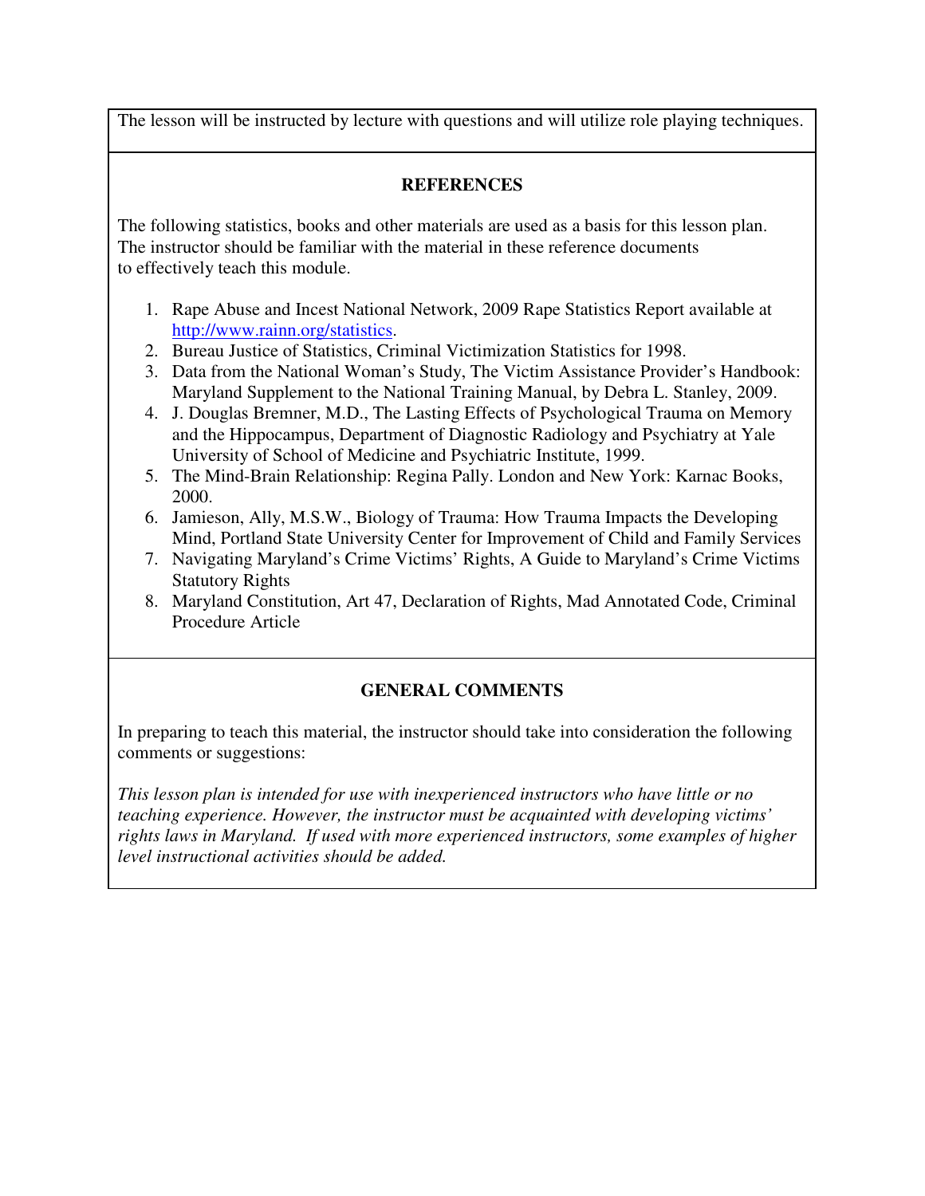The lesson will be instructed by lecture with questions and will utilize role playing techniques.

## REFERENCES

The following statistics, books and other materials are used as a basis for this lesson plan. The instructor should be familiar with the material in these reference documents to effectively teach this module.

1. Rape Abuse and Incest National Network, 2009 Rape Statistics Report available at http://www.rainn.org/statistics.
2. Bureau Justice of Statistics, Criminal Victimization Statistics for 1998.
3. Data from the National Woman's Study, The Victim Assistance Provider's Handbook: Maryland Supplement to the National Training Manual, by Debra L. Stanley, 2009.
4. J. Douglas Bremner, M.D., The Lasting Effects of Psychological Trauma on Memory and the Hippocampus, Department of Diagnostic Radiology and Psychiatry at Yale University of School of Medicine and Psychiatric Institute, 1999.
5. The Mind-Brain Relationship: Regina Pally. London and New York: Karnac Books, 2000.
6. Jamieson, Ally, M.S.W., Biology of Trauma: How Trauma Impacts the Developing Mind, Portland State University Center for Improvement of Child and Family Services
7. Navigating Maryland's Crime Victims' Rights, A Guide to Maryland's Crime Victims Statutory Rights
8. Maryland Constitution, Art 47, Declaration of Rights, Mad Annotated Code, Criminal Procedure Article

## GENERAL COMMENTS

In preparing to teach this material, the instructor should take into consideration the following comments or suggestions:

*This lesson plan is intended for use with inexperienced instructors who have little or no teaching experience. However, the instructor must be acquainted with developing victims' rights laws in Maryland. If used with more experienced instructors, some examples of higher level instructional activities should be added.*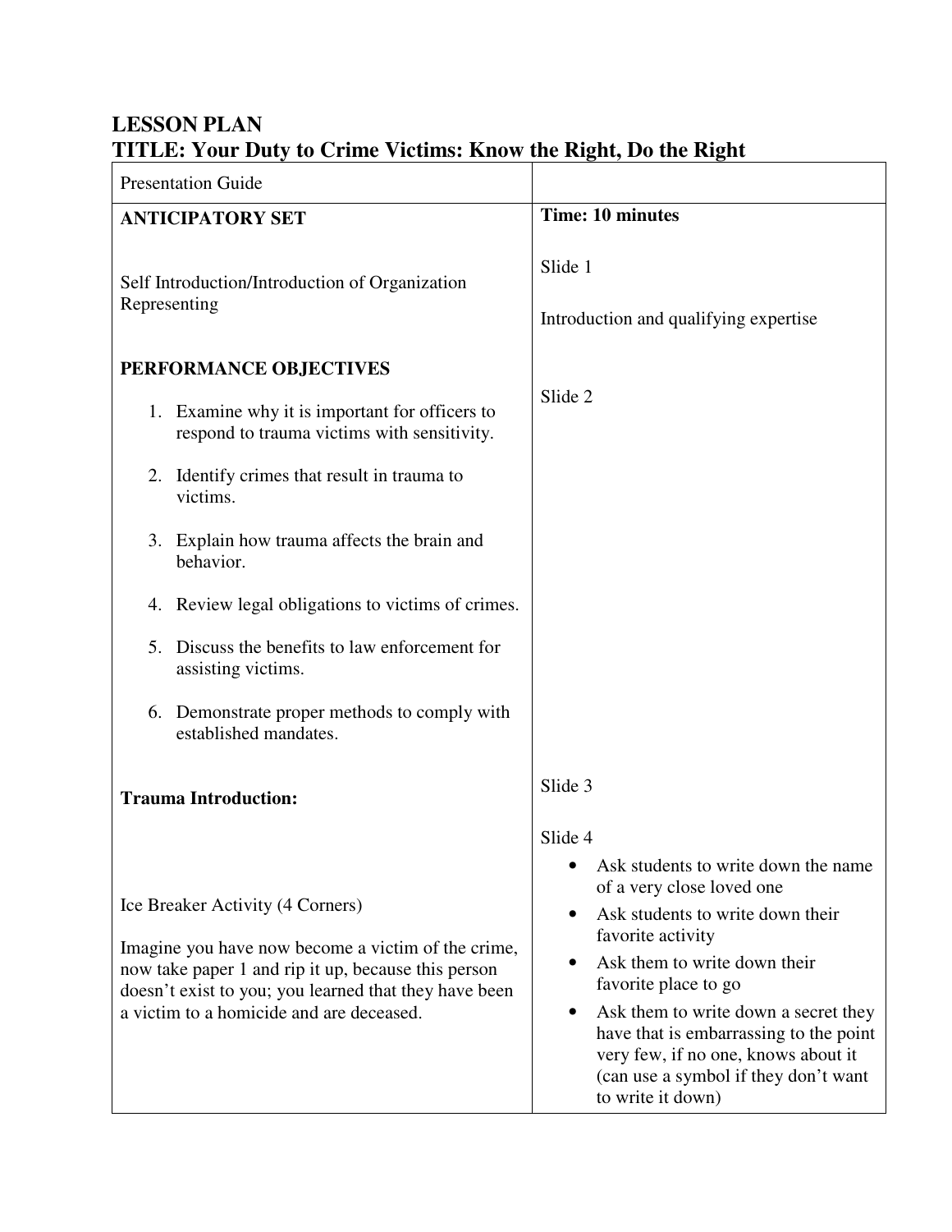# LESSON PLAN
# TITLE: Your Duty to Crime Victims: Know the Right, Do the Right

| Presentation Guide | |
|---|---|
| **ANTICIPATORY SET**<br><br>Self Introduction/Introduction of Organization Representing | **Time: 10 minutes**<br><br>Slide 1<br><br>Introduction and qualifying expertise |
| **PERFORMANCE OBJECTIVES**<br><br>1. Examine why it is important for officers to respond to trauma victims with sensitivity.<br>2. Identify crimes that result in trauma to victims.<br>3. Explain how trauma affects the brain and behavior.<br>4. Review legal obligations to victims of crimes.<br>5. Discuss the benefits to law enforcement for assisting victims.<br>6. Demonstrate proper methods to comply with established mandates. | Slide 2 |
| **Trauma Introduction:** | Slide 3 |
| Ice Breaker Activity (4 Corners)<br><br>Imagine you have now become a victim of the crime, now take paper 1 and rip it up, because this person doesn't exist to you; you learned that they have been a victim to a homicide and are deceased. | Slide 4<br>• Ask students to write down the name of a very close loved one<br>• Ask students to write down their favorite activity<br>• Ask them to write down their favorite place to go<br>• Ask them to write down a secret they have that is embarrassing to the point very few, if no one, knows about it (can use a symbol if they don't want to write it down) |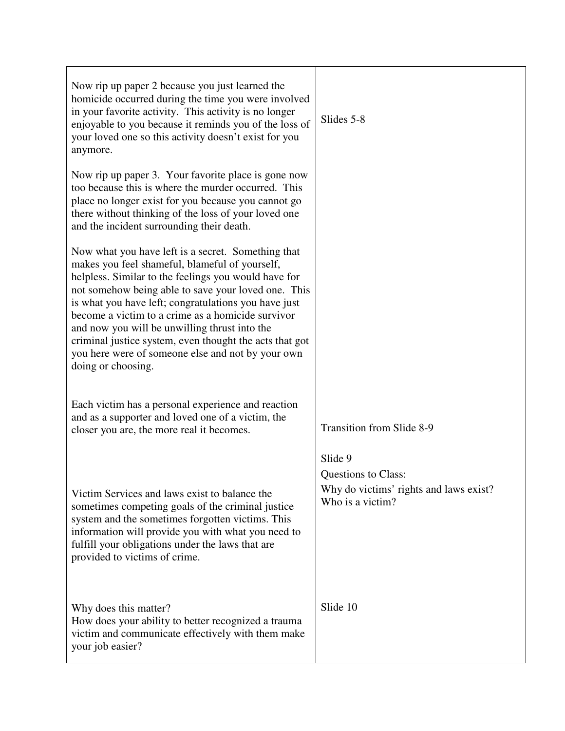| | |
|---|---|
| Now rip up paper 2 because you just learned the homicide occurred during the time you were involved in your favorite activity. This activity is no longer enjoyable to you because it reminds you of the loss of your loved one so this activity doesn't exist for you anymore.<br><br>Now rip up paper 3. Your favorite place is gone now too because this is where the murder occurred. This place no longer exist for you because you cannot go there without thinking of the loss of your loved one and the incident surrounding their death.<br><br>Now what you have left is a secret. Something that makes you feel shameful, blameful of yourself, helpless. Similar to the feelings you would have for not somehow being able to save your loved one. This is what you have left; congratulations you have just become a victim to a crime as a homicide survivor and now you will be unwilling thrust into the criminal justice system, even thought the acts that got you here were of someone else and not by your own doing or choosing. | Slides 5-8 |
| Each victim has a personal experience and reaction and as a supporter and loved one of a victim, the closer you are, the more real it becomes. | Transition from Slide 8-9 |
| Victim Services and laws exist to balance the sometimes competing goals of the criminal justice system and the sometimes forgotten victims. This information will provide you with what you need to fulfill your obligations under the laws that are provided to victims of crime. | Slide 9<br>Questions to Class:<br>Why do victims' rights and laws exist?<br>Who is a victim? |
| Why does this matter?<br>How does your ability to better recognized a trauma victim and communicate effectively with them make your job easier? | Slide 10 |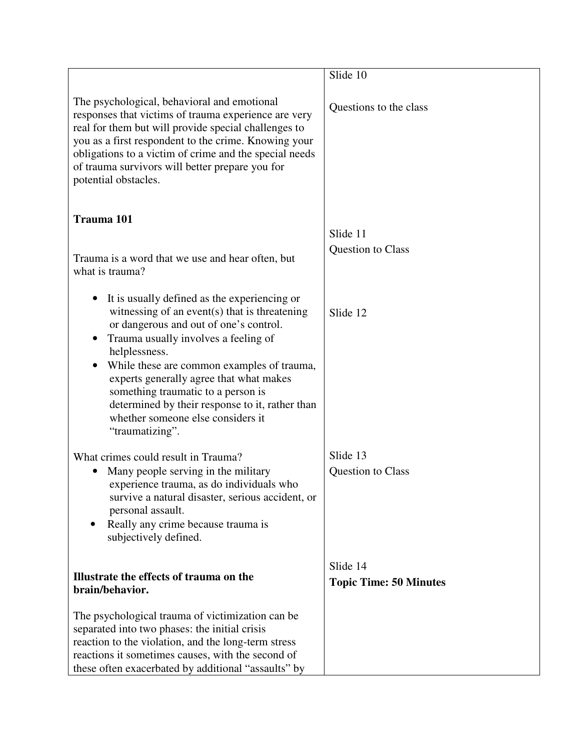| | |
|---|---|
| The psychological, behavioral and emotional responses that victims of trauma experience are very real for them but will provide special challenges to you as a first respondent to the crime. Knowing your obligations to a victim of crime and the special needs of trauma survivors will better prepare you for potential obstacles. | Slide 10<br><br>Questions to the class |
| **Trauma 101**<br><br>Trauma is a word that we use and hear often, but what is trauma? | Slide 11<br>Question to Class |
| • It is usually defined as the experiencing or witnessing of an event(s) that is threatening or dangerous and out of one's control.<br>• Trauma usually involves a feeling of helplessness.<br>• While these are common examples of trauma, experts generally agree that what makes something traumatic to a person is determined by their response to it, rather than whether someone else considers it "traumatizing". | Slide 12 |
| What crimes could result in Trauma?<br>• Many people serving in the military experience trauma, as do individuals who survive a natural disaster, serious accident, or personal assault.<br>• Really any crime because trauma is subjectively defined. | Slide 13<br>Question to Class |
| **Illustrate the effects of trauma on the brain/behavior.**<br><br>The psychological trauma of victimization can be separated into two phases: the initial crisis reaction to the violation, and the long-term stress reactions it sometimes causes, with the second of these often exacerbated by additional "assaults" by | Slide 14<br>**Topic Time: 50 Minutes** |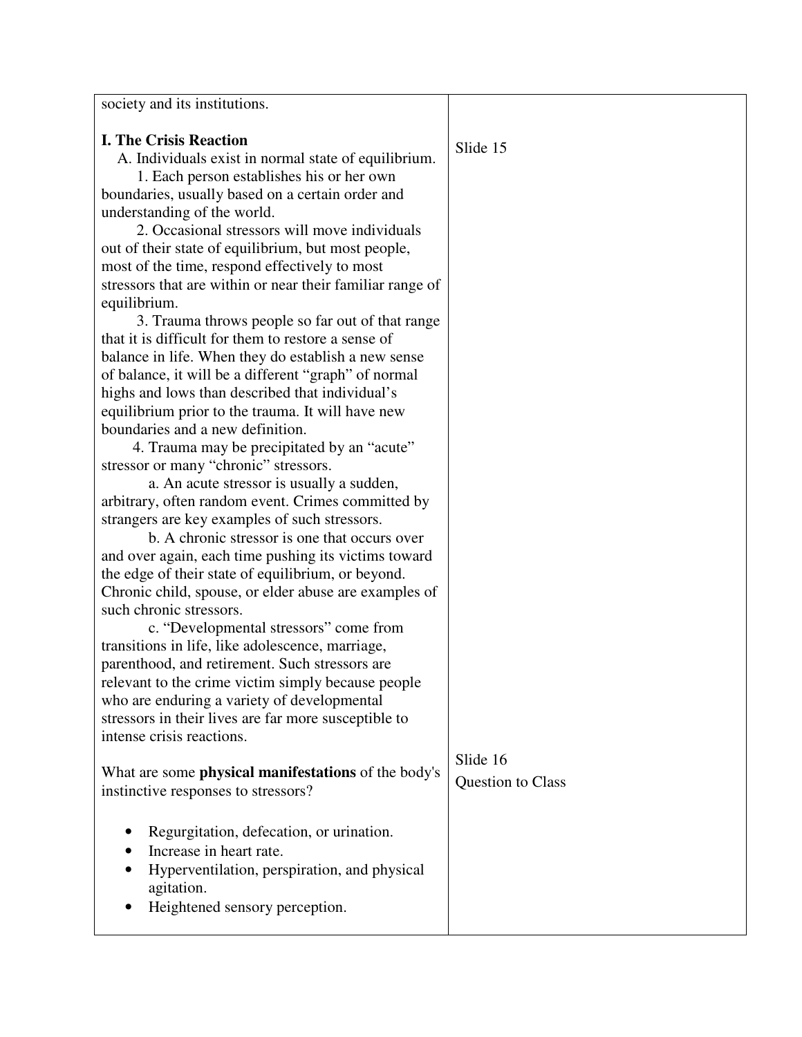| | |
|---|---|
| society and its institutions.<br><br>**I. The Crisis Reaction**<br>A. Individuals exist in normal state of equilibrium.<br>1. Each person establishes his or her own boundaries, usually based on a certain order and understanding of the world.<br>2. Occasional stressors will move individuals out of their state of equilibrium, but most people, most of the time, respond effectively to most stressors that are within or near their familiar range of equilibrium.<br>3. Trauma throws people so far out of that range that it is difficult for them to restore a sense of balance in life. When they do establish a new sense of balance, it will be a different "graph" of normal highs and lows than described that individual's equilibrium prior to the trauma. It will have new boundaries and a new definition.<br>4. Trauma may be precipitated by an "acute" stressor or many "chronic" stressors.<br>a. An acute stressor is usually a sudden, arbitrary, often random event. Crimes committed by strangers are key examples of such stressors.<br>b. A chronic stressor is one that occurs over and over again, each time pushing its victims toward the edge of their state of equilibrium, or beyond. Chronic child, spouse, or elder abuse are examples of such chronic stressors.<br>c. "Developmental stressors" come from transitions in life, like adolescence, marriage, parenthood, and retirement. Such stressors are relevant to the crime victim simply because people who are enduring a variety of developmental stressors in their lives are far more susceptible to intense crisis reactions. | Slide 15 |
| What are some **physical manifestations** of the body's instinctive responses to stressors?<br><br>• Regurgitation, defecation, or urination.<br>• Increase in heart rate.<br>• Hyperventilation, perspiration, and physical agitation.<br>• Heightened sensory perception. | Slide 16<br>Question to Class |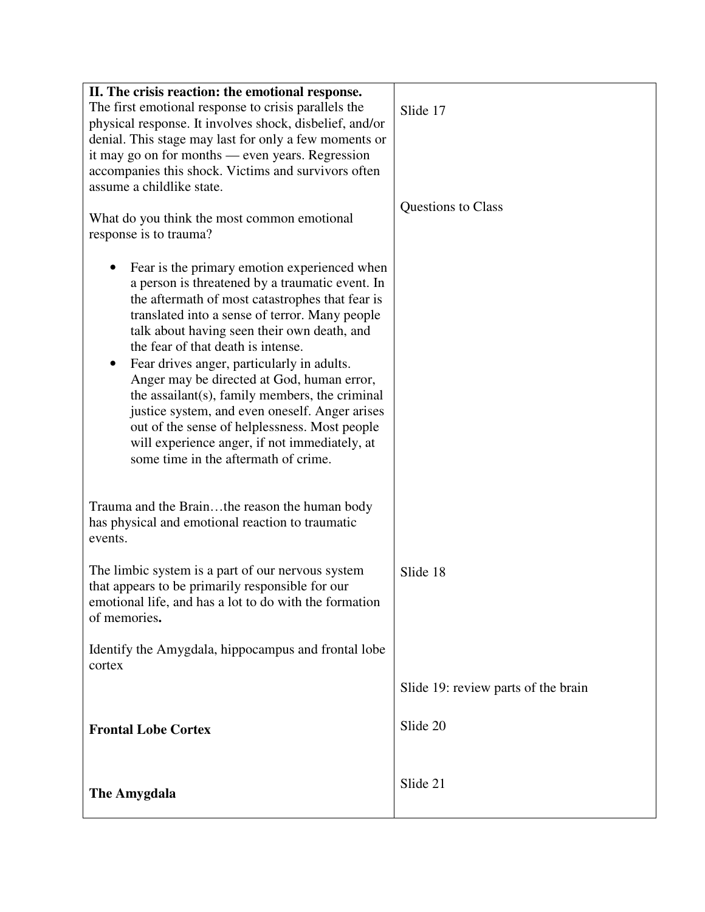| | |
|---|---|
| **II. The crisis reaction: the emotional response.**<br>The first emotional response to crisis parallels the physical response. It involves shock, disbelief, and/or denial. This stage may last for only a few moments or it may go on for months — even years. Regression accompanies this shock. Victims and survivors often assume a childlike state. | Slide 17 |
| What do you think the most common emotional response is to trauma?<br><br>• Fear is the primary emotion experienced when a person is threatened by a traumatic event. In the aftermath of most catastrophes that fear is translated into a sense of terror. Many people talk about having seen their own death, and the fear of that death is intense.<br>• Fear drives anger, particularly in adults. Anger may be directed at God, human error, the assailant(s), family members, the criminal justice system, and even oneself. Anger arises out of the sense of helplessness. Most people will experience anger, if not immediately, at some time in the aftermath of crime. | Questions to Class |
| Trauma and the Brain…the reason the human body has physical and emotional reaction to traumatic events. | |
| The limbic system is a part of our nervous system that appears to be primarily responsible for our emotional life, and has a lot to do with the formation of memories**.** | Slide 18 |
| Identify the Amygdala, hippocampus and frontal lobe cortex | |
| | Slide 19: review parts of the brain |
| **Frontal Lobe Cortex** | Slide 20 |
| **The Amygdala** | Slide 21 |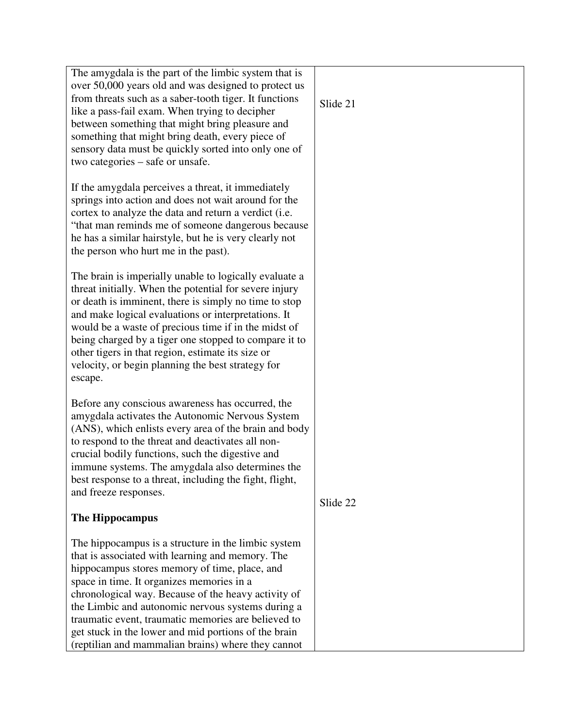| | |
|---|---|
| The amygdala is the part of the limbic system that is over 50,000 years old and was designed to protect us from threats such as a saber-tooth tiger. It functions like a pass-fail exam. When trying to decipher between something that might bring pleasure and something that might bring death, every piece of sensory data must be quickly sorted into only one of two categories – safe or unsafe.<br><br>If the amygdala perceives a threat, it immediately springs into action and does not wait around for the cortex to analyze the data and return a verdict (i.e. "that man reminds me of someone dangerous because he has a similar hairstyle, but he is very clearly not the person who hurt me in the past).<br><br>The brain is imperially unable to logically evaluate a threat initially. When the potential for severe injury or death is imminent, there is simply no time to stop and make logical evaluations or interpretations. It would be a waste of precious time if in the midst of being charged by a tiger one stopped to compare it to other tigers in that region, estimate its size or velocity, or begin planning the best strategy for escape.<br><br>Before any conscious awareness has occurred, the amygdala activates the Autonomic Nervous System (ANS), which enlists every area of the brain and body to respond to the threat and deactivates all non-crucial bodily functions, such the digestive and immune systems. The amygdala also determines the best response to a threat, including the fight, flight, and freeze responses. | Slide 21 |
| **The Hippocampus**<br><br>The hippocampus is a structure in the limbic system that is associated with learning and memory. The hippocampus stores memory of time, place, and space in time. It organizes memories in a chronological way. Because of the heavy activity of the Limbic and autonomic nervous systems during a traumatic event, traumatic memories are believed to get stuck in the lower and mid portions of the brain (reptilian and mammalian brains) where they cannot | Slide 22 |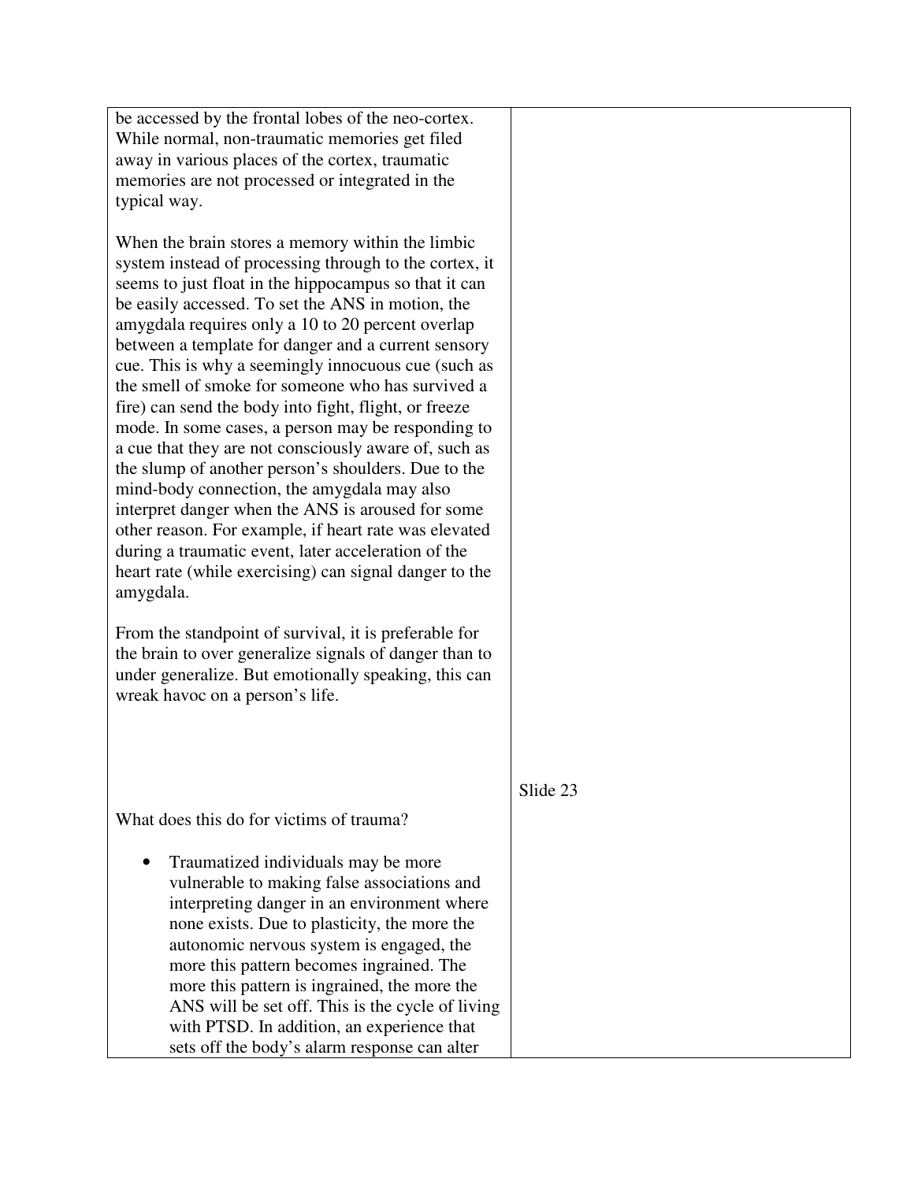| | |
|---|---|
| be accessed by the frontal lobes of the neo-cortex. While normal, non-traumatic memories get filed away in various places of the cortex, traumatic memories are not processed or integrated in the typical way.<br><br>When the brain stores a memory within the limbic system instead of processing through to the cortex, it seems to just float in the hippocampus so that it can be easily accessed. To set the ANS in motion, the amygdala requires only a 10 to 20 percent overlap between a template for danger and a current sensory cue. This is why a seemingly innocuous cue (such as the smell of smoke for someone who has survived a fire) can send the body into fight, flight, or freeze mode. In some cases, a person may be responding to a cue that they are not consciously aware of, such as the slump of another person's shoulders. Due to the mind-body connection, the amygdala may also interpret danger when the ANS is aroused for some other reason. For example, if heart rate was elevated during a traumatic event, later acceleration of the heart rate (while exercising) can signal danger to the amygdala.<br><br>From the standpoint of survival, it is preferable for the brain to over generalize signals of danger than to under generalize. But emotionally speaking, this can wreak havoc on a person's life. | |
| What does this do for victims of trauma?<br><br>• Traumatized individuals may be more vulnerable to making false associations and interpreting danger in an environment where none exists. Due to plasticity, the more the autonomic nervous system is engaged, the more this pattern becomes ingrained. The more this pattern is ingrained, the more the ANS will be set off. This is the cycle of living with PTSD. In addition, an experience that sets off the body's alarm response can alter | Slide 23 |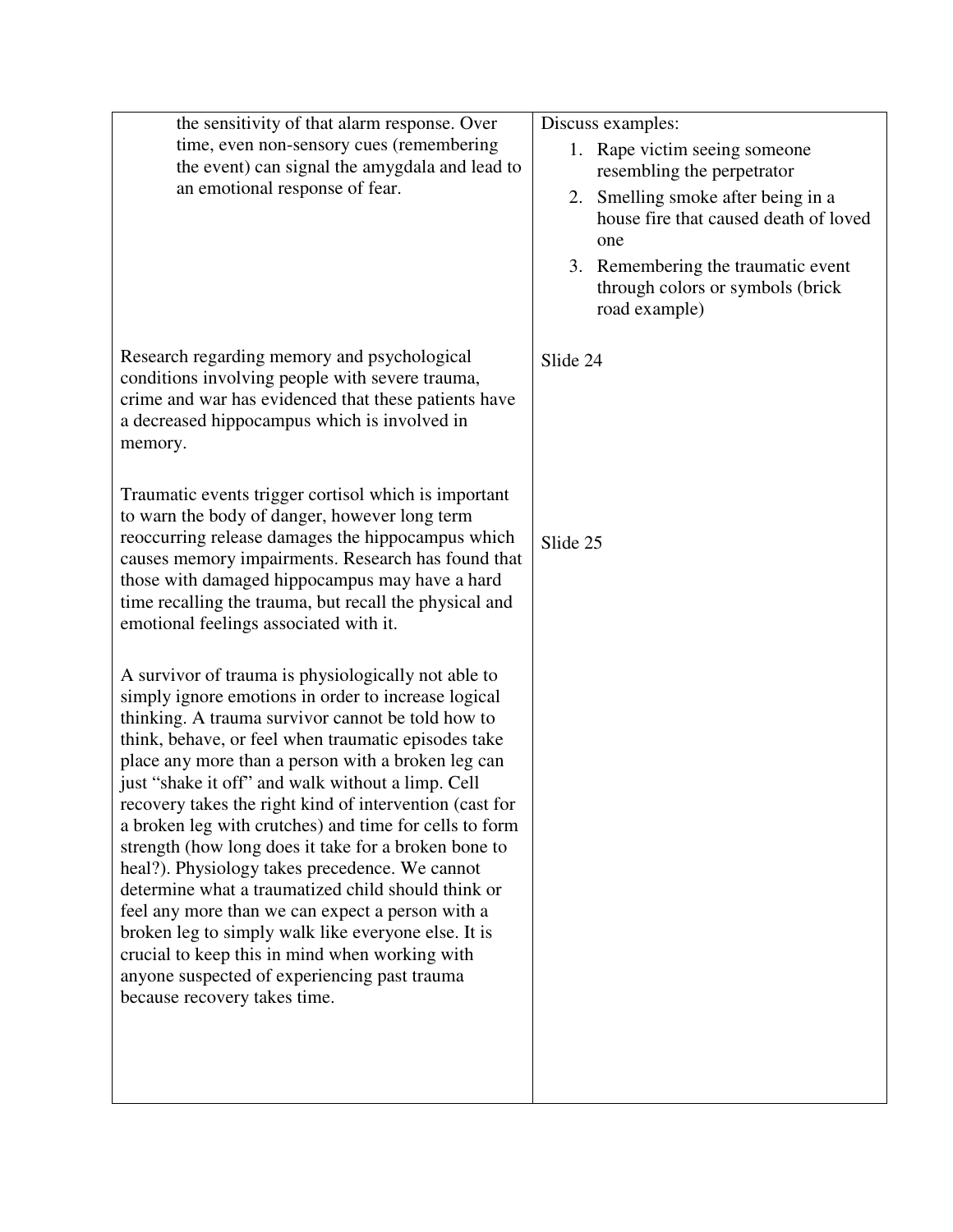| | |
|---|---|
| the sensitivity of that alarm response. Over time, even non-sensory cues (remembering the event) can signal the amygdala and lead to an emotional response of fear. | Discuss examples:<br>1. Rape victim seeing someone resembling the perpetrator<br>2. Smelling smoke after being in a house fire that caused death of loved one<br>3. Remembering the traumatic event through colors or symbols (brick road example) |
| Research regarding memory and psychological conditions involving people with severe trauma, crime and war has evidenced that these patients have a decreased hippocampus which is involved in memory. | Slide 24 |
| Traumatic events trigger cortisol which is important to warn the body of danger, however long term reoccurring release damages the hippocampus which causes memory impairments. Research has found that those with damaged hippocampus may have a hard time recalling the trauma, but recall the physical and emotional feelings associated with it. | Slide 25 |
| A survivor of trauma is physiologically not able to simply ignore emotions in order to increase logical thinking. A trauma survivor cannot be told how to think, behave, or feel when traumatic episodes take place any more than a person with a broken leg can just "shake it off" and walk without a limp. Cell recovery takes the right kind of intervention (cast for a broken leg with crutches) and time for cells to form strength (how long does it take for a broken bone to heal?). Physiology takes precedence. We cannot determine what a traumatized child should think or feel any more than we can expect a person with a broken leg to simply walk like everyone else. It is crucial to keep this in mind when working with anyone suspected of experiencing past trauma because recovery takes time. | |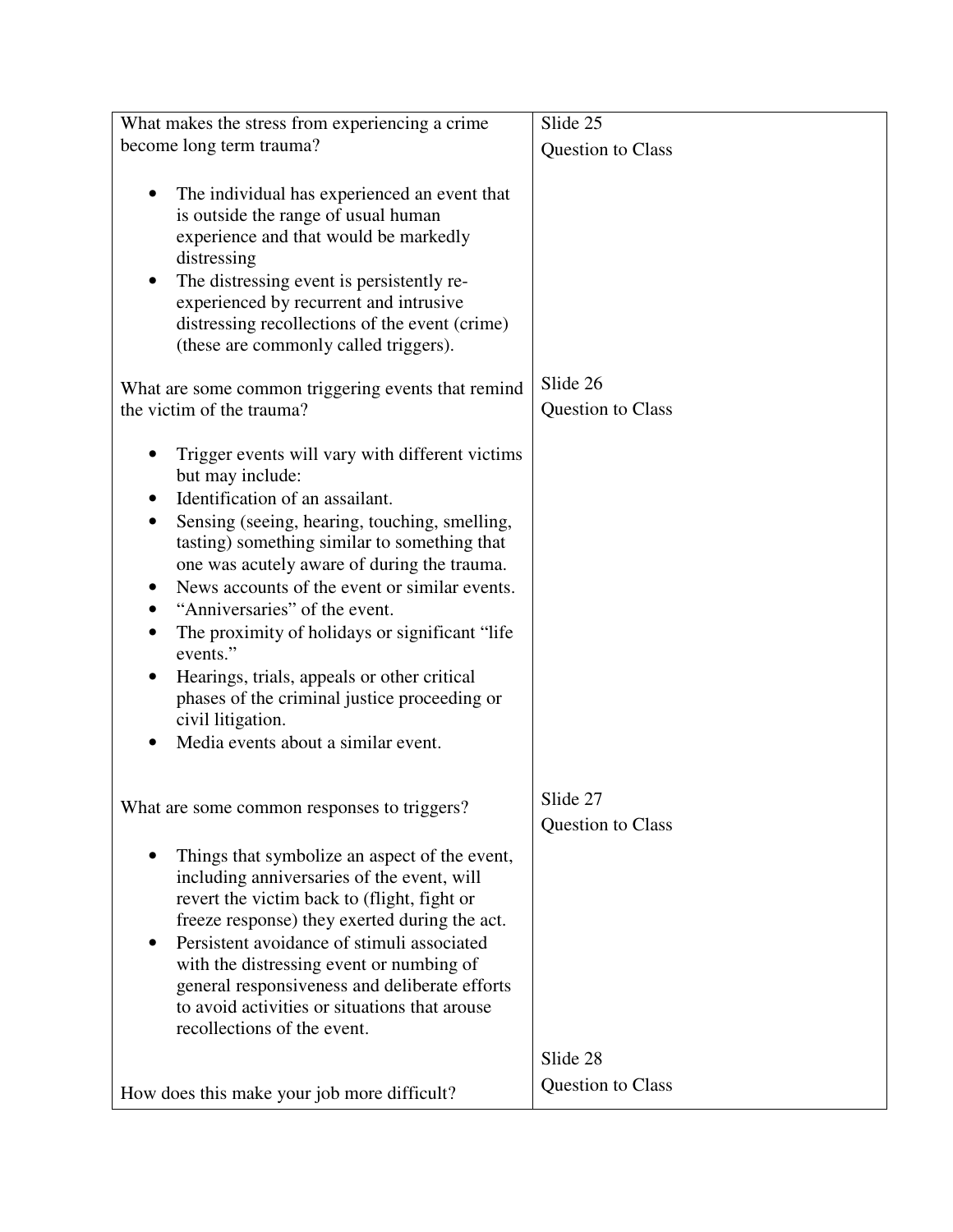| | |
|---|---|
| What makes the stress from experiencing a crime become long term trauma?<br><br>• The individual has experienced an event that is outside the range of usual human experience and that would be markedly distressing<br>• The distressing event is persistently re-experienced by recurrent and intrusive distressing recollections of the event (crime) (these are commonly called triggers). | Slide 25<br>Question to Class |
| What are some common triggering events that remind the victim of the trauma?<br><br>• Trigger events will vary with different victims but may include:<br>• Identification of an assailant.<br>• Sensing (seeing, hearing, touching, smelling, tasting) something similar to something that one was acutely aware of during the trauma.<br>• News accounts of the event or similar events.<br>• "Anniversaries" of the event.<br>• The proximity of holidays or significant "life events."<br>• Hearings, trials, appeals or other critical phases of the criminal justice proceeding or civil litigation.<br>• Media events about a similar event. | Slide 26<br>Question to Class |
| What are some common responses to triggers?<br><br>• Things that symbolize an aspect of the event, including anniversaries of the event, will revert the victim back to (flight, fight or freeze response) they exerted during the act.<br>• Persistent avoidance of stimuli associated with the distressing event or numbing of general responsiveness and deliberate efforts to avoid activities or situations that arouse recollections of the event. | Slide 27<br>Question to Class |
| How does this make your job more difficult? | Slide 28<br>Question to Class |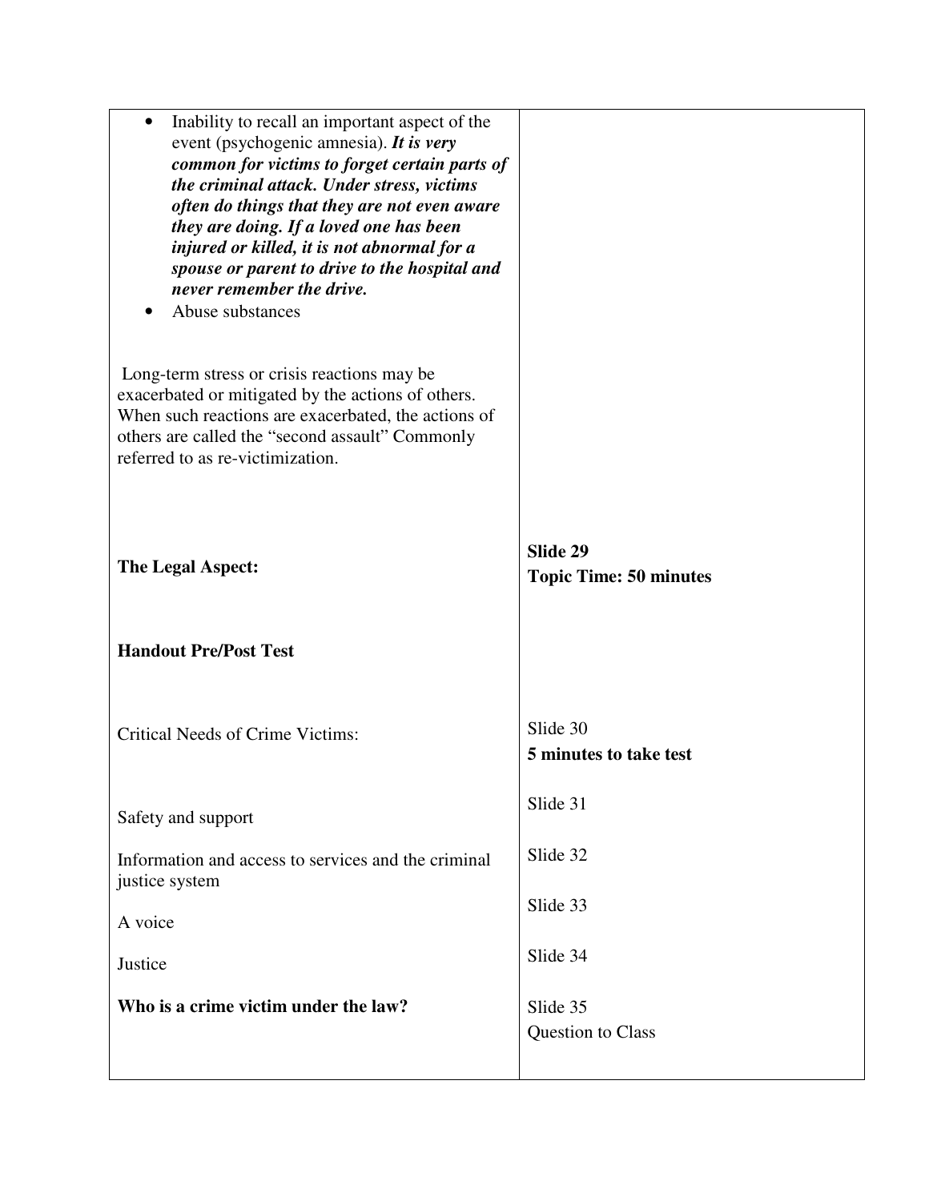| | |
|---|---|
| • Inability to recall an important aspect of the event (psychogenic amnesia). ***It is very common for victims to forget certain parts of the criminal attack. Under stress, victims often do things that they are not even aware they are doing. If a loved one has been injured or killed, it is not abnormal for a spouse or parent to drive to the hospital and never remember the drive.***<br>• Abuse substances<br><br>Long-term stress or crisis reactions may be exacerbated or mitigated by the actions of others. When such reactions are exacerbated, the actions of others are called the "second assault" Commonly referred to as re-victimization. | |
| **The Legal Aspect:**<br><br>**Handout Pre/Post Test** | **Slide 29**<br>**Topic Time: 50 minutes** |
| Critical Needs of Crime Victims: | Slide 30<br>**5 minutes to take test** |
| Safety and support | Slide 31 |
| Information and access to services and the criminal justice system | Slide 32 |
| A voice | Slide 33 |
| Justice | Slide 34 |
| **Who is a crime victim under the law?** | Slide 35<br>Question to Class |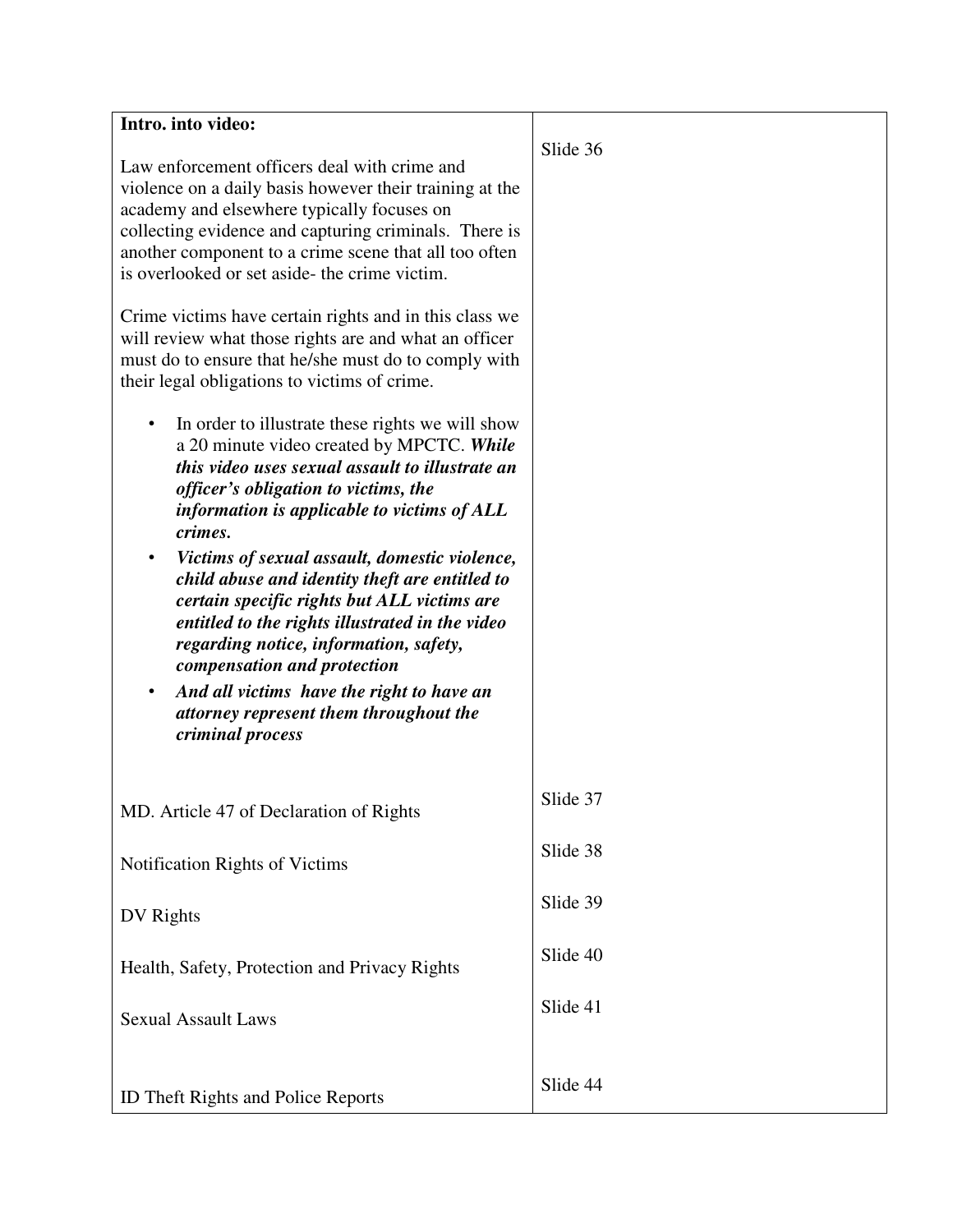| | |
|---|---|
| **Intro. into video:**<br><br>Law enforcement officers deal with crime and violence on a daily basis however their training at the academy and elsewhere typically focuses on collecting evidence and capturing criminals. There is another component to a crime scene that all too often is overlooked or set aside- the crime victim.<br><br>Crime victims have certain rights and in this class we will review what those rights are and what an officer must do to ensure that he/she must do to comply with their legal obligations to victims of crime.<br><br>• In order to illustrate these rights we will show a 20 minute video created by MPCTC. ***While this video uses sexual assault to illustrate an officer's obligation to victims, the information is applicable to victims of ALL crimes.***<br>• ***Victims of sexual assault, domestic violence, child abuse and identity theft are entitled to certain specific rights but ALL victims are entitled to the rights illustrated in the video regarding notice, information, safety, compensation and protection***<br>• ***And all victims have the right to have an attorney represent them throughout the criminal process*** | Slide 36 |
| MD. Article 47 of Declaration of Rights | Slide 37 |
| Notification Rights of Victims | Slide 38 |
| DV Rights | Slide 39 |
| Health, Safety, Protection and Privacy Rights | Slide 40 |
| Sexual Assault Laws | Slide 41 |
| ID Theft Rights and Police Reports | Slide 44 |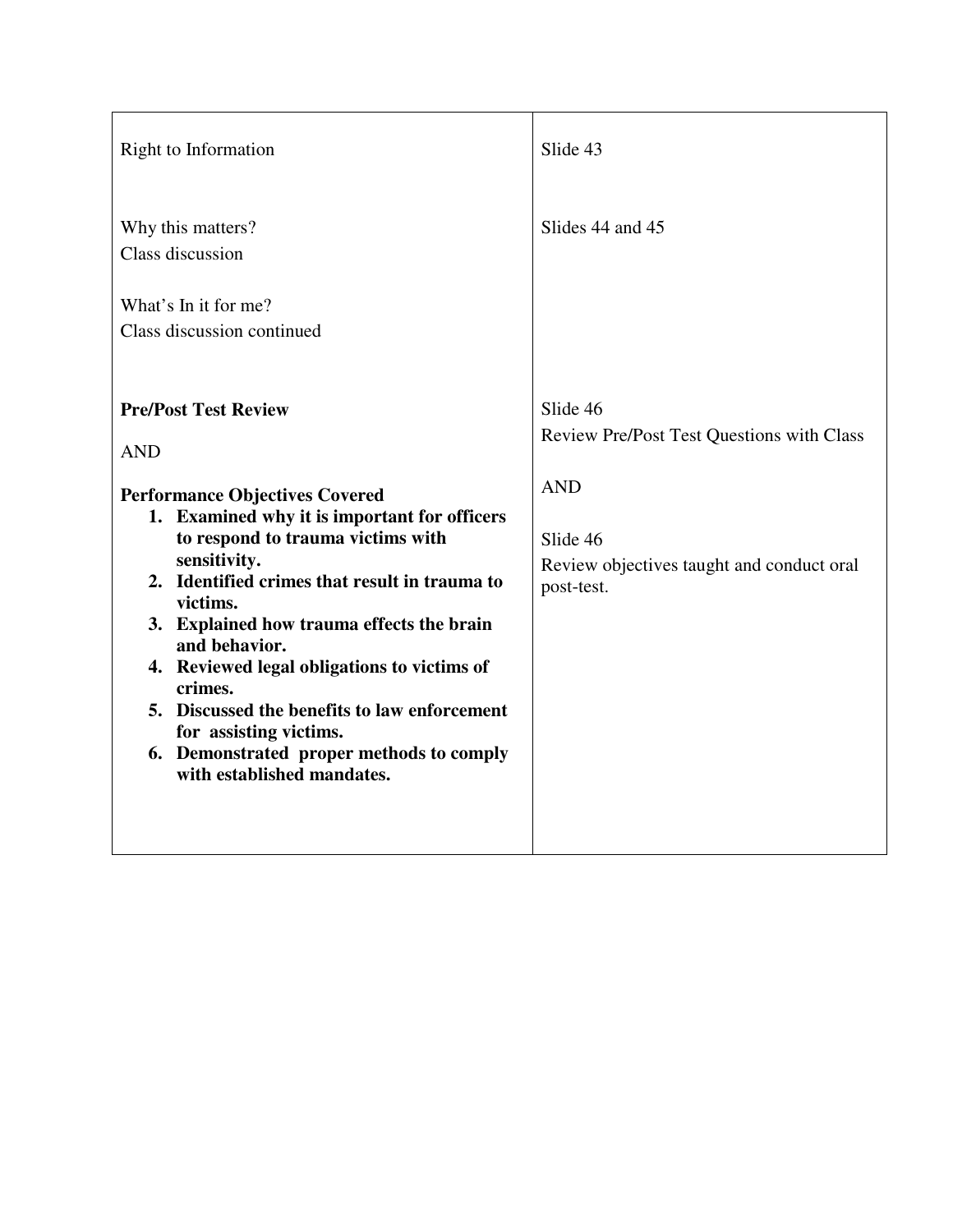| | |
|---|---|
| Right to Information | Slide 43 |
| Why this matters?<br>Class discussion<br><br>What's In it for me?<br>Class discussion continued | Slides 44 and 45 |
| **Pre/Post Test Review**<br><br>AND<br><br>**Performance Objectives Covered**<br>**1. Examined why it is important for officers to respond to trauma victims with sensitivity.**<br>**2. Identified crimes that result in trauma to victims.**<br>**3. Explained how trauma effects the brain and behavior.**<br>**4. Reviewed legal obligations to victims of crimes.**<br>**5. Discussed the benefits to law enforcement for assisting victims.**<br>**6. Demonstrated proper methods to comply with established mandates.** | Slide 46<br>Review Pre/Post Test Questions with Class<br><br>AND<br><br>Slide 46<br>Review objectives taught and conduct oral post-test. |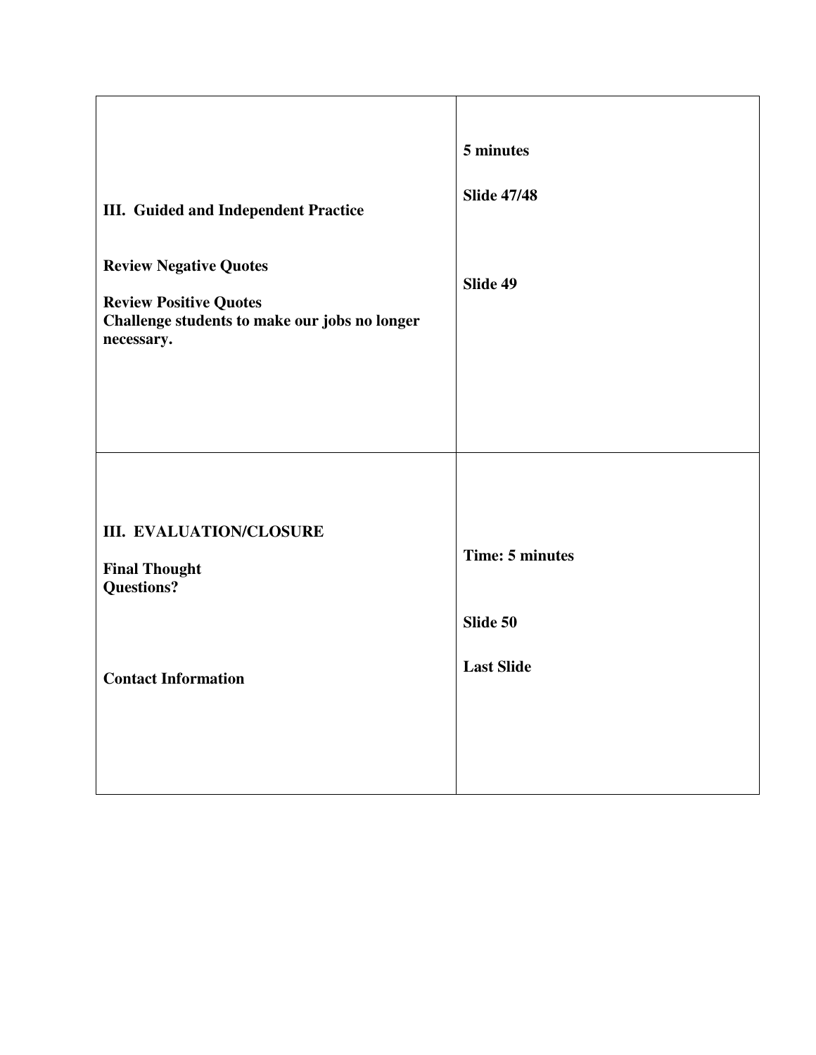| | |
|---|---|
| **III. Guided and Independent Practice**<br><br>**Review Negative Quotes**<br><br>**Review Positive Quotes**<br>**Challenge students to make our jobs no longer necessary.** | **5 minutes**<br><br>**Slide 47/48**<br><br>**Slide 49** |
| **III. EVALUATION/CLOSURE**<br><br>**Final Thought**<br>**Questions?**<br><br>**Contact Information** | **Time: 5 minutes**<br><br>**Slide 50**<br><br>**Last Slide** |